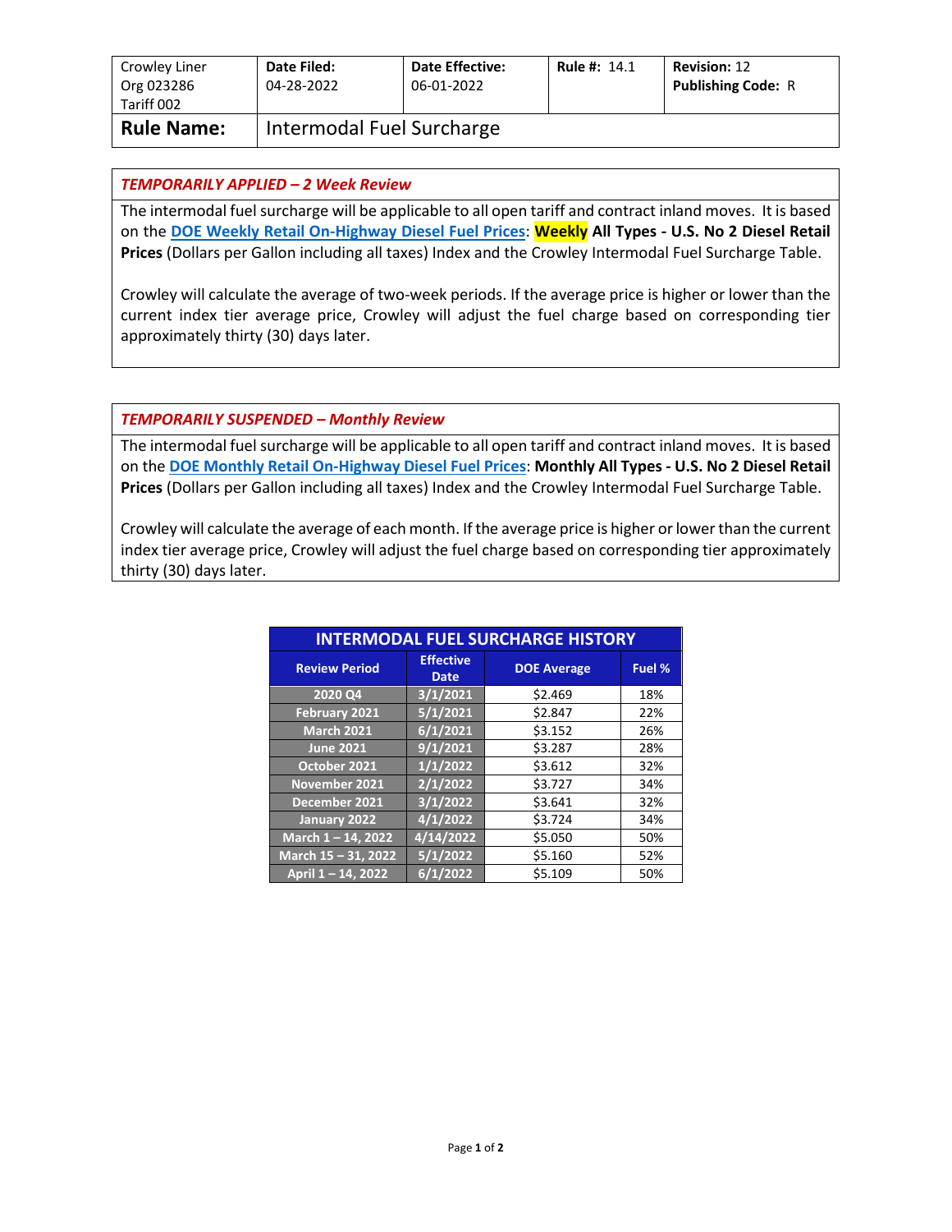| Crowley Liner<br>Org 023286<br>Tariff 002 | **Date Filed:**<br>04-28-2022 | **Date Effective:**<br>06-01-2022 | **Rule #:** 14.1 | **Revision:** 12<br>**Publishing Code:** R |
|---|---|---|---|---|
| **Rule Name:** | Intermodal Fuel Surcharge | | | |

### *TEMPORARILY APPLIED – 2 Week Review*

The intermodal fuel surcharge will be applicable to all open tariff and contract inland moves. It is based on the **DOE Weekly Retail On-Highway Diesel Fuel Prices**: **Weekly All Types - U.S. No 2 Diesel Retail Prices** (Dollars per Gallon including all taxes) Index and the Crowley Intermodal Fuel Surcharge Table.

Crowley will calculate the average of two-week periods. If the average price is higher or lower than the current index tier average price, Crowley will adjust the fuel charge based on corresponding tier approximately thirty (30) days later.

### *TEMPORARILY SUSPENDED – Monthly Review*

The intermodal fuel surcharge will be applicable to all open tariff and contract inland moves. It is based on the **DOE Monthly Retail On-Highway Diesel Fuel Prices**: **Monthly All Types - U.S. No 2 Diesel Retail Prices** (Dollars per Gallon including all taxes) Index and the Crowley Intermodal Fuel Surcharge Table.

Crowley will calculate the average of each month. If the average price is higher or lower than the current index tier average price, Crowley will adjust the fuel charge based on corresponding tier approximately thirty (30) days later.

**INTERMODAL FUEL SURCHARGE HISTORY**

| Review Period | Effective Date | DOE Average | Fuel % |
|---|---|---|---|
| 2020 Q4 | 3/1/2021 | $2.469 | 18% |
| February 2021 | 5/1/2021 | $2.847 | 22% |
| March 2021 | 6/1/2021 | $3.152 | 26% |
| June 2021 | 9/1/2021 | $3.287 | 28% |
| October 2021 | 1/1/2022 | $3.612 | 32% |
| November 2021 | 2/1/2022 | $3.727 | 34% |
| December 2021 | 3/1/2022 | $3.641 | 32% |
| January 2022 | 4/1/2022 | $3.724 | 34% |
| March 1 – 14, 2022 | 4/14/2022 | $5.050 | 50% |
| March 15 – 31, 2022 | 5/1/2022 | $5.160 | 52% |
| April 1 – 14, 2022 | 6/1/2022 | $5.109 | 50% |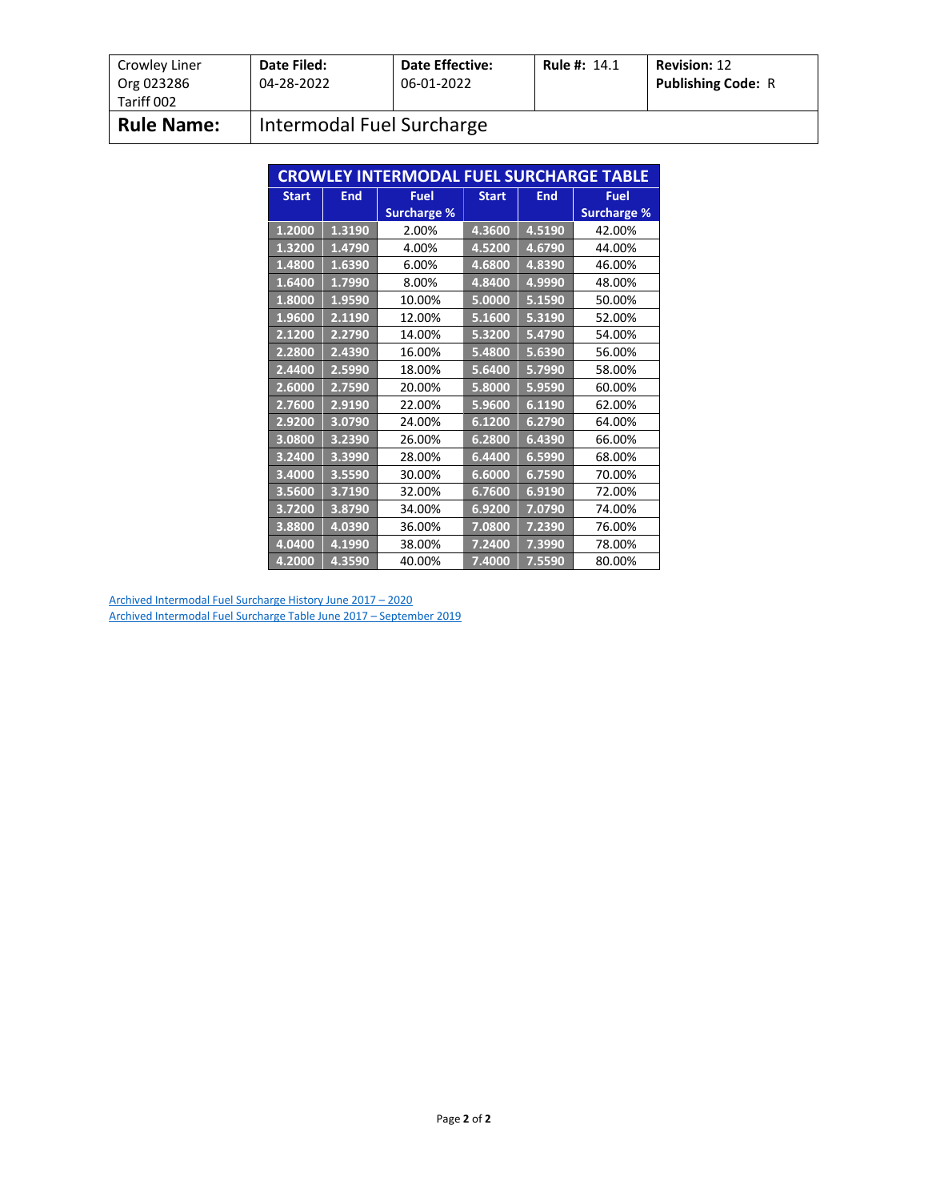| Crowley Liner Org 023286 Tariff 002 | **Date Filed:** 04-28-2022 | **Date Effective:** 06-01-2022 | **Rule #:** 14.1 | **Revision:** 12 **Publishing Code:** R |
|---|---|---|---|---|
| **Rule Name:** | Intermodal Fuel Surcharge | | | |

**CROWLEY INTERMODAL FUEL SURCHARGE TABLE**

| Start | End | Fuel Surcharge % | Start | End | Fuel Surcharge % |
|---|---|---|---|---|---|
| 1.2000 | 1.3190 | 2.00% | 4.3600 | 4.5190 | 42.00% |
| 1.3200 | 1.4790 | 4.00% | 4.5200 | 4.6790 | 44.00% |
| 1.4800 | 1.6390 | 6.00% | 4.6800 | 4.8390 | 46.00% |
| 1.6400 | 1.7990 | 8.00% | 4.8400 | 4.9990 | 48.00% |
| 1.8000 | 1.9590 | 10.00% | 5.0000 | 5.1590 | 50.00% |
| 1.9600 | 2.1190 | 12.00% | 5.1600 | 5.3190 | 52.00% |
| 2.1200 | 2.2790 | 14.00% | 5.3200 | 5.4790 | 54.00% |
| 2.2800 | 2.4390 | 16.00% | 5.4800 | 5.6390 | 56.00% |
| 2.4400 | 2.5990 | 18.00% | 5.6400 | 5.7990 | 58.00% |
| 2.6000 | 2.7590 | 20.00% | 5.8000 | 5.9590 | 60.00% |
| 2.7600 | 2.9190 | 22.00% | 5.9600 | 6.1190 | 62.00% |
| 2.9200 | 3.0790 | 24.00% | 6.1200 | 6.2790 | 64.00% |
| 3.0800 | 3.2390 | 26.00% | 6.2800 | 6.4390 | 66.00% |
| 3.2400 | 3.3990 | 28.00% | 6.4400 | 6.5990 | 68.00% |
| 3.4000 | 3.5590 | 30.00% | 6.6000 | 6.7590 | 70.00% |
| 3.5600 | 3.7190 | 32.00% | 6.7600 | 6.9190 | 72.00% |
| 3.7200 | 3.8790 | 34.00% | 6.9200 | 7.0790 | 74.00% |
| 3.8800 | 4.0390 | 36.00% | 7.0800 | 7.2390 | 76.00% |
| 4.0400 | 4.1990 | 38.00% | 7.2400 | 7.3990 | 78.00% |
| 4.2000 | 4.3590 | 40.00% | 7.4000 | 7.5590 | 80.00% |

Archived Intermodal Fuel Surcharge History June 2017 – 2020
Archived Intermodal Fuel Surcharge Table June 2017 – September 2019